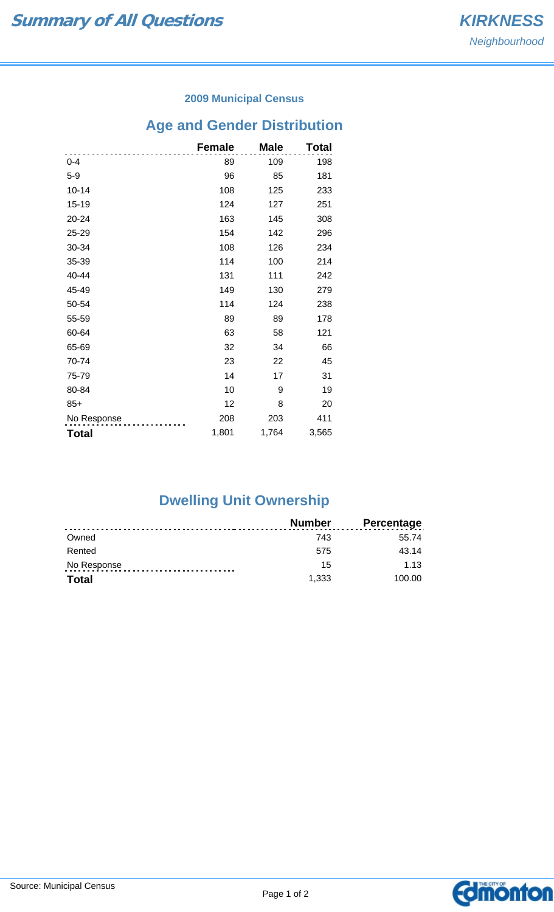# Summary of All Questions

**KIRKNESS**
*Neighbourhood*

### 2009 Municipal Census

## Age and Gender Distribution

| | Female | Male | Total |
|---|---|---|---|
| 0-4 | 89 | 109 | 198 |
| 5-9 | 96 | 85 | 181 |
| 10-14 | 108 | 125 | 233 |
| 15-19 | 124 | 127 | 251 |
| 20-24 | 163 | 145 | 308 |
| 25-29 | 154 | 142 | 296 |
| 30-34 | 108 | 126 | 234 |
| 35-39 | 114 | 100 | 214 |
| 40-44 | 131 | 111 | 242 |
| 45-49 | 149 | 130 | 279 |
| 50-54 | 114 | 124 | 238 |
| 55-59 | 89 | 89 | 178 |
| 60-64 | 63 | 58 | 121 |
| 65-69 | 32 | 34 | 66 |
| 70-74 | 23 | 22 | 45 |
| 75-79 | 14 | 17 | 31 |
| 80-84 | 10 | 9 | 19 |
| 85+ | 12 | 8 | 20 |
| No Response | 208 | 203 | 411 |
| **Total** | 1,801 | 1,764 | 3,565 |

## Dwelling Unit Ownership

| | Number | Percentage |
|---|---|---|
| Owned | 743 | 55.74 |
| Rented | 575 | 43.14 |
| No Response | 15 | 1.13 |
| **Total** | 1,333 | 100.00 |

Source: Municipal Census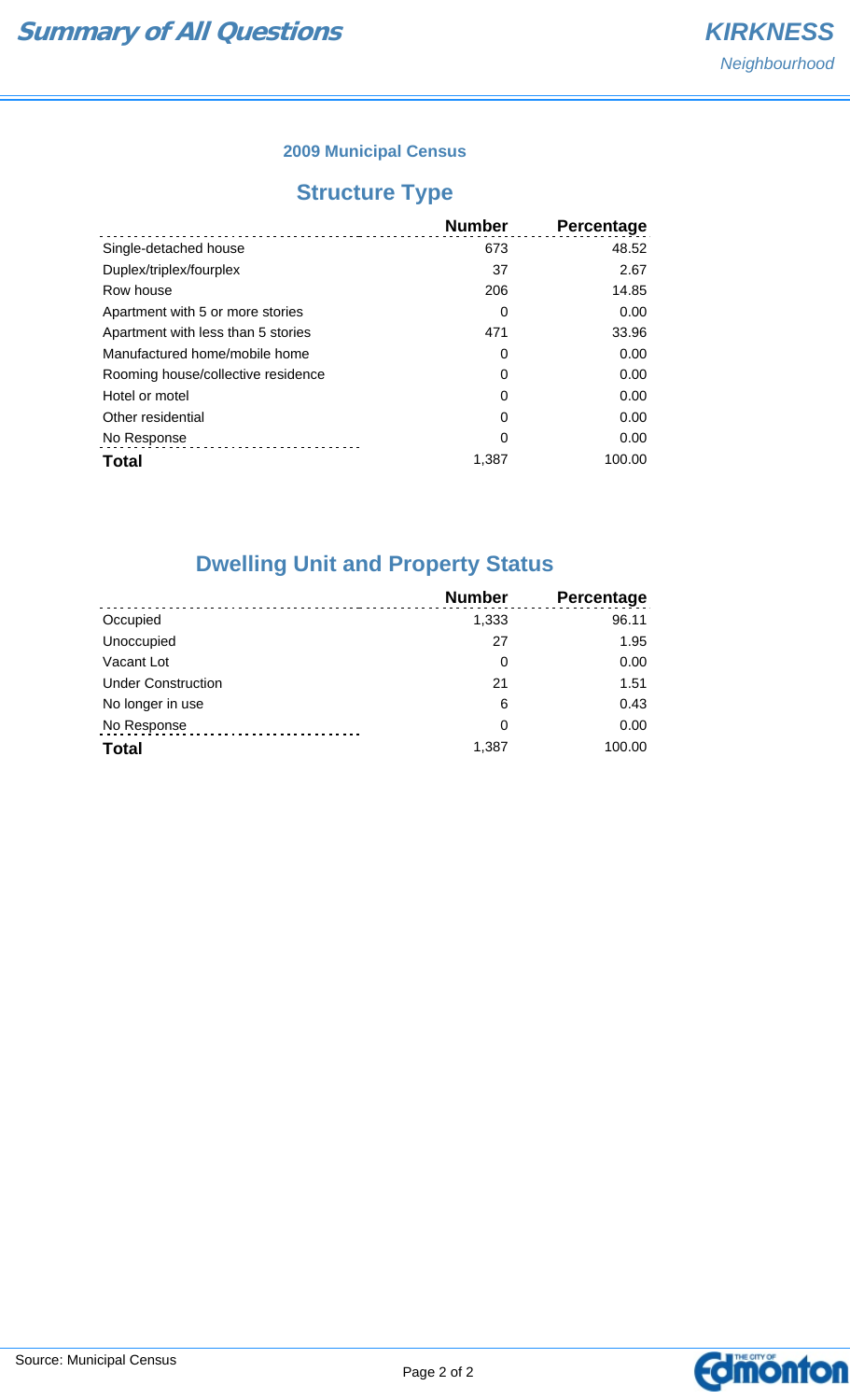# Summary of All Questions

**KIRKNESS**
*Neighbourhood*

### 2009 Municipal Census

## Structure Type

| | Number | Percentage |
|---|---|---|
| Single-detached house | 673 | 48.52 |
| Duplex/triplex/fourplex | 37 | 2.67 |
| Row house | 206 | 14.85 |
| Apartment with 5 or more stories | 0 | 0.00 |
| Apartment with less than 5 stories | 471 | 33.96 |
| Manufactured home/mobile home | 0 | 0.00 |
| Rooming house/collective residence | 0 | 0.00 |
| Hotel or motel | 0 | 0.00 |
| Other residential | 0 | 0.00 |
| No Response | 0 | 0.00 |
| **Total** | 1,387 | 100.00 |

## Dwelling Unit and Property Status

| | Number | Percentage |
|---|---|---|
| Occupied | 1,333 | 96.11 |
| Unoccupied | 27 | 1.95 |
| Vacant Lot | 0 | 0.00 |
| Under Construction | 21 | 1.51 |
| No longer in use | 6 | 0.43 |
| No Response | 0 | 0.00 |
| **Total** | 1,387 | 100.00 |

Source: Municipal Census